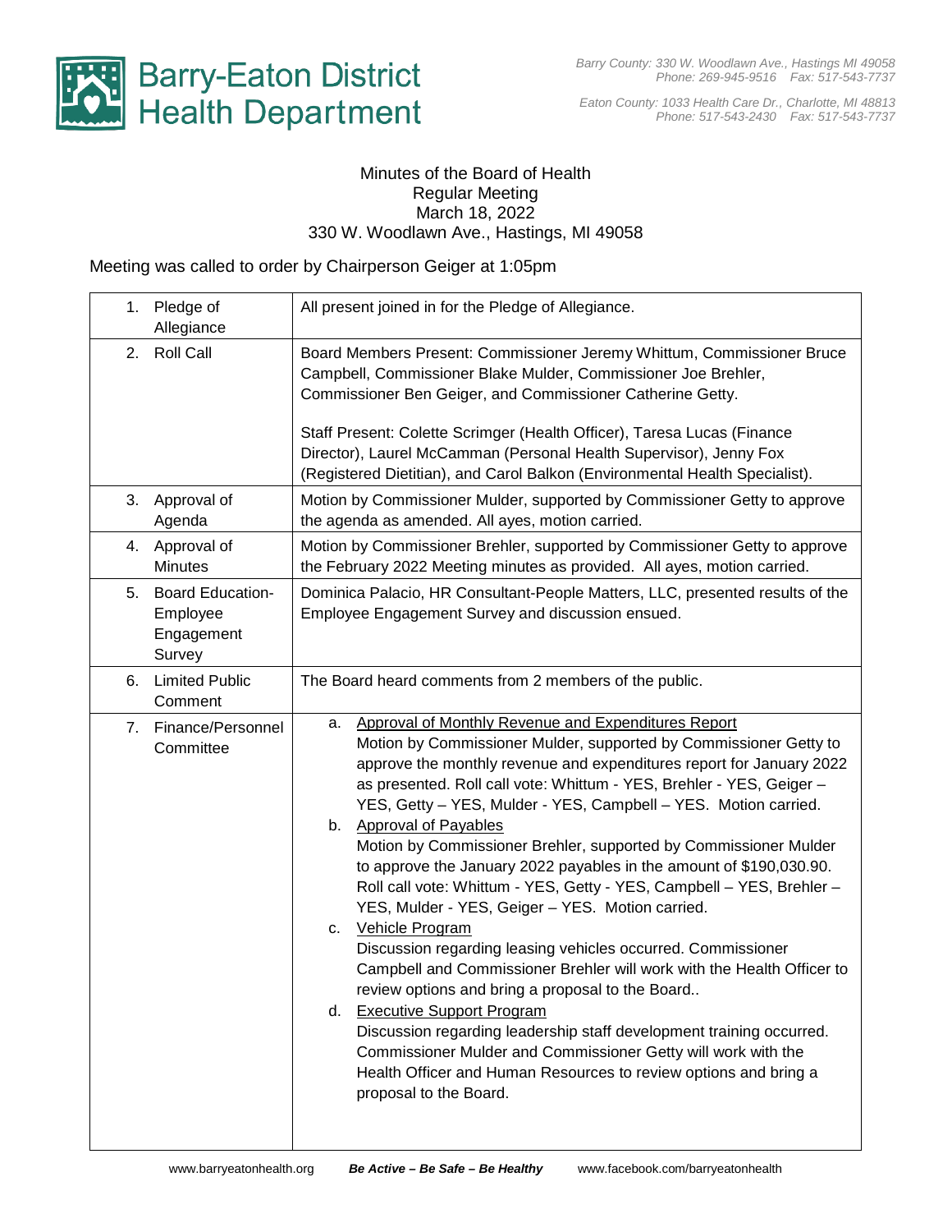# Barry-Eaton District Health Department

*Barry County: 330 W. Woodlawn Ave., Hastings MI 49058*
*Phone: 269-945-9516 Fax: 517-543-7737*

*Eaton County: 1033 Health Care Dr., Charlotte, MI 48813*
*Phone: 517-543-2430 Fax: 517-543-7737*

Minutes of the Board of Health
Regular Meeting
March 18, 2022
330 W. Woodlawn Ave., Hastings, MI 49058

Meeting was called to order by Chairperson Geiger at 1:05pm

| | |
|---|---|
| 1. Pledge of Allegiance | All present joined in for the Pledge of Allegiance. |
| 2. Roll Call | Board Members Present: Commissioner Jeremy Whittum, Commissioner Bruce Campbell, Commissioner Blake Mulder, Commissioner Joe Brehler, Commissioner Ben Geiger, and Commissioner Catherine Getty.<br><br>Staff Present: Colette Scrimger (Health Officer), Taresa Lucas (Finance Director), Laurel McCamman (Personal Health Supervisor), Jenny Fox (Registered Dietitian), and Carol Balkon (Environmental Health Specialist). |
| 3. Approval of Agenda | Motion by Commissioner Mulder, supported by Commissioner Getty to approve the agenda as amended. All ayes, motion carried. |
| 4. Approval of Minutes | Motion by Commissioner Brehler, supported by Commissioner Getty to approve the February 2022 Meeting minutes as provided. All ayes, motion carried. |
| 5. Board Education-Employee Engagement Survey | Dominica Palacio, HR Consultant-People Matters, LLC, presented results of the Employee Engagement Survey and discussion ensued. |
| 6. Limited Public Comment | The Board heard comments from 2 members of the public. |
| 7. Finance/Personnel Committee | a. <u>Approval of Monthly Revenue and Expenditures Report</u><br>Motion by Commissioner Mulder, supported by Commissioner Getty to approve the monthly revenue and expenditures report for January 2022 as presented. Roll call vote: Whittum - YES, Brehler - YES, Geiger – YES, Getty – YES, Mulder - YES, Campbell – YES. Motion carried.<br>b. <u>Approval of Payables</u><br>Motion by Commissioner Brehler, supported by Commissioner Mulder to approve the January 2022 payables in the amount of $190,030.90. Roll call vote: Whittum - YES, Getty - YES, Campbell – YES, Brehler – YES, Mulder - YES, Geiger – YES. Motion carried.<br>c. <u>Vehicle Program</u><br>Discussion regarding leasing vehicles occurred. Commissioner Campbell and Commissioner Brehler will work with the Health Officer to review options and bring a proposal to the Board..<br>d. <u>Executive Support Program</u><br>Discussion regarding leadership staff development training occurred. Commissioner Mulder and Commissioner Getty will work with the Health Officer and Human Resources to review options and bring a proposal to the Board. |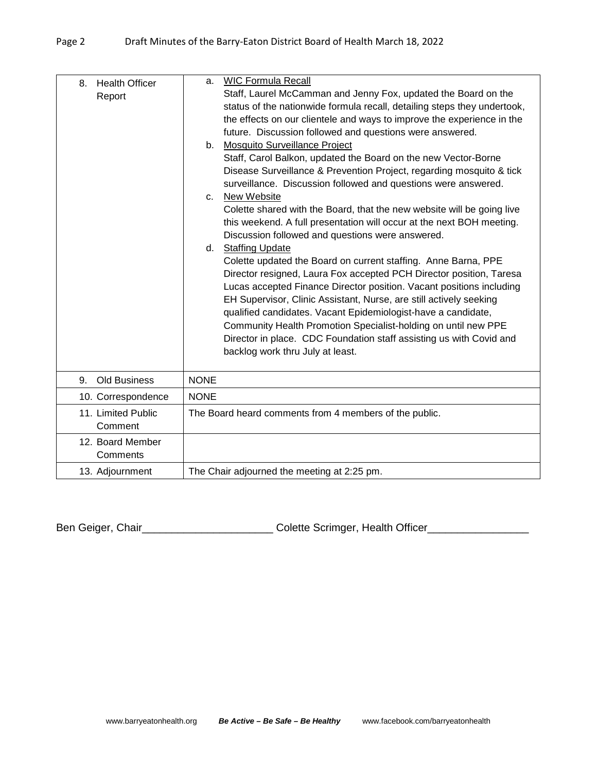| | |
|---|---|
| 8. Health Officer Report | a. WIC Formula Recall<br>Staff, Laurel McCamman and Jenny Fox, updated the Board on the status of the nationwide formula recall, detailing steps they undertook, the effects on our clientele and ways to improve the experience in the future. Discussion followed and questions were answered.<br>b. Mosquito Surveillance Project<br>Staff, Carol Balkon, updated the Board on the new Vector-Borne Disease Surveillance & Prevention Project, regarding mosquito & tick surveillance. Discussion followed and questions were answered.<br>c. New Website<br>Colette shared with the Board, that the new website will be going live this weekend. A full presentation will occur at the next BOH meeting. Discussion followed and questions were answered.<br>d. Staffing Update<br>Colette updated the Board on current staffing. Anne Barna, PPE Director resigned, Laura Fox accepted PCH Director position, Taresa Lucas accepted Finance Director position. Vacant positions including EH Supervisor, Clinic Assistant, Nurse, are still actively seeking qualified candidates. Vacant Epidemiologist-have a candidate, Community Health Promotion Specialist-holding on until new PPE Director in place. CDC Foundation staff assisting us with Covid and backlog work thru July at least. |
| 9. Old Business | NONE |
| 10. Correspondence | NONE |
| 11. Limited Public Comment | The Board heard comments from 4 members of the public. |
| 12. Board Member Comments | |
| 13. Adjournment | The Chair adjourned the meeting at 2:25 pm. |

Ben Geiger, Chair______________________ Colette Scrimger, Health Officer_________________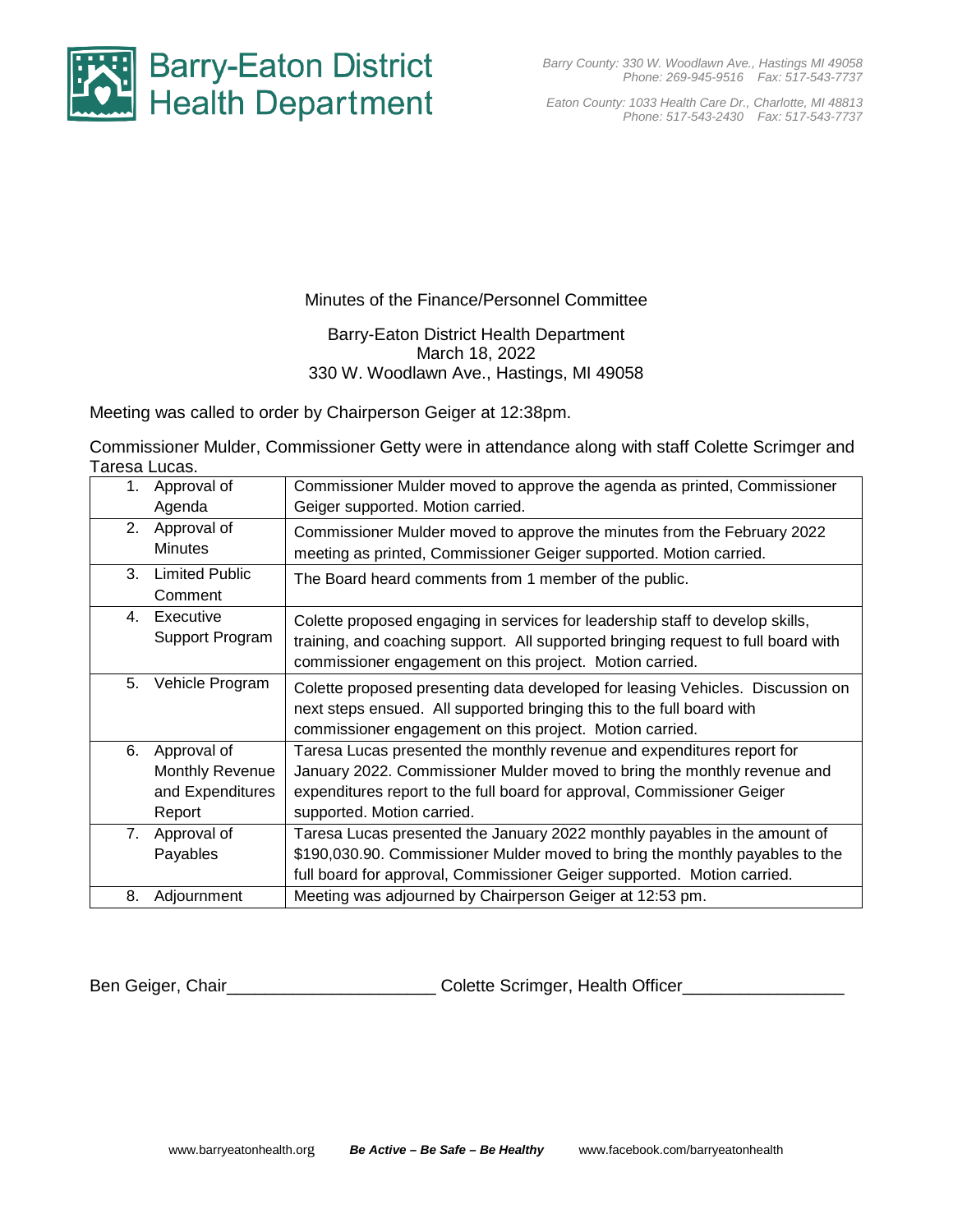# Barry-Eaton District Health Department

*Barry County: 330 W. Woodlawn Ave., Hastings MI 49058*
*Phone: 269-945-9516 Fax: 517-543-7737*

*Eaton County: 1033 Health Care Dr., Charlotte, MI 48813*
*Phone: 517-543-2430 Fax: 517-543-7737*

Minutes of the Finance/Personnel Committee

Barry-Eaton District Health Department
March 18, 2022
330 W. Woodlawn Ave., Hastings, MI 49058

Meeting was called to order by Chairperson Geiger at 12:38pm.

Commissioner Mulder, Commissioner Getty were in attendance along with staff Colette Scrimger and Taresa Lucas.

| | |
|---|---|
| 1. Approval of Agenda | Commissioner Mulder moved to approve the agenda as printed, Commissioner Geiger supported. Motion carried. |
| 2. Approval of Minutes | Commissioner Mulder moved to approve the minutes from the February 2022 meeting as printed, Commissioner Geiger supported. Motion carried. |
| 3. Limited Public Comment | The Board heard comments from 1 member of the public. |
| 4. Executive Support Program | Colette proposed engaging in services for leadership staff to develop skills, training, and coaching support. All supported bringing request to full board with commissioner engagement on this project. Motion carried. |
| 5. Vehicle Program | Colette proposed presenting data developed for leasing Vehicles. Discussion on next steps ensued. All supported bringing this to the full board with commissioner engagement on this project. Motion carried. |
| 6. Approval of Monthly Revenue and Expenditures Report | Taresa Lucas presented the monthly revenue and expenditures report for January 2022. Commissioner Mulder moved to bring the monthly revenue and expenditures report to the full board for approval, Commissioner Geiger supported. Motion carried. |
| 7. Approval of Payables | Taresa Lucas presented the January 2022 monthly payables in the amount of $190,030.90. Commissioner Mulder moved to bring the monthly payables to the full board for approval, Commissioner Geiger supported. Motion carried. |
| 8. Adjournment | Meeting was adjourned by Chairperson Geiger at 12:53 pm. |

Ben Geiger, Chair_____________________ Colette Scrimger, Health Officer________________

www.barryeatonhealth.org ***Be Active – Be Safe – Be Healthy*** www.facebook.com/barryeatonhealth